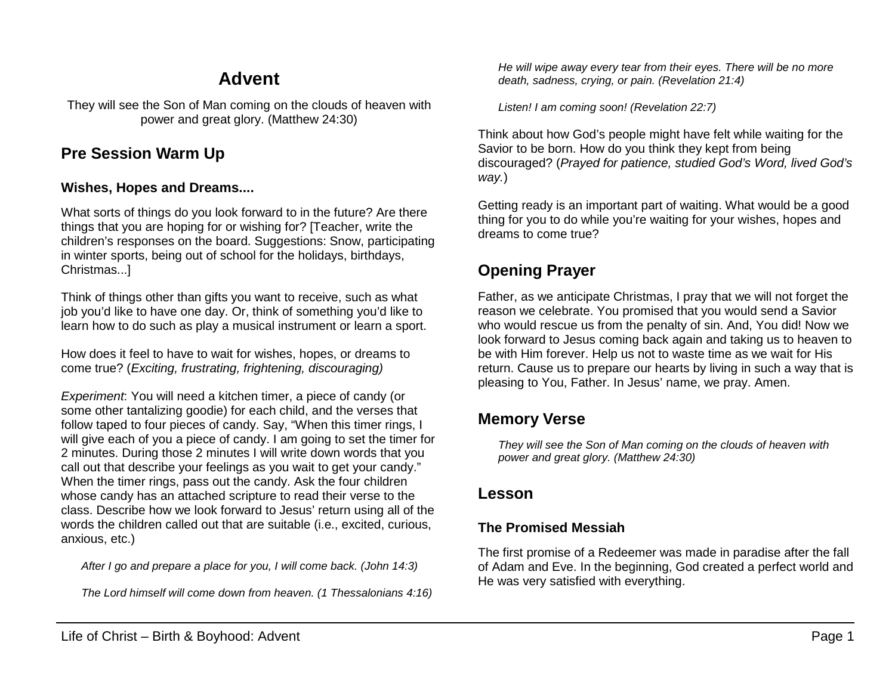# Advent

They will see the Son of Man coming on the clouds of heaven with power and great glory. (Matthew 24:30)

## Pre Session Warm Up

### Wishes, Hopes and Dreams....

What sorts of things do you look forward to in the future? Are there things that you are hoping for or wishing for? [Teacher, write the children's responses on the board. Suggestions: Snow, participating in winter sports, being out of school for the holidays, birthdays, Christmas...]

Think of things other than gifts you want to receive, such as what job you'd like to have one day. Or, think of something you'd like to learn how to do such as play a musical instrument or learn a sport.

How does it feel to have to wait for wishes, hopes, or dreams to come true? (*Exciting, frustrating, frightening, discouraging)*

*Experiment*: You will need a kitchen timer, a piece of candy (or some other tantalizing goodie) for each child, and the verses that follow taped to four pieces of candy. Say, "When this timer rings, I will give each of you a piece of candy. I am going to set the timer for 2 minutes. During those 2 minutes I will write down words that you call out that describe your feelings as you wait to get your candy." When the timer rings, pass out the candy. Ask the four children whose candy has an attached scripture to read their verse to the class. Describe how we look forward to Jesus' return using all of the words the children called out that are suitable (i.e., excited, curious, anxious, etc.)

> *After I go and prepare a place for you, I will come back. (John 14:3)*

> *The Lord himself will come down from heaven. (1 Thessalonians 4:16)*

> *He will wipe away every tear from their eyes. There will be no more death, sadness, crying, or pain. (Revelation 21:4)*

> *Listen! I am coming soon! (Revelation 22:7)*

Think about how God's people might have felt while waiting for the Savior to be born. How do you think they kept from being discouraged? (*Prayed for patience, studied God's Word, lived God's way.*)

Getting ready is an important part of waiting. What would be a good thing for you to do while you're waiting for your wishes, hopes and dreams to come true?

## Opening Prayer

Father, as we anticipate Christmas, I pray that we will not forget the reason we celebrate. You promised that you would send a Savior who would rescue us from the penalty of sin. And, You did! Now we look forward to Jesus coming back again and taking us to heaven to be with Him forever. Help us not to waste time as we wait for His return. Cause us to prepare our hearts by living in such a way that is pleasing to You, Father. In Jesus' name, we pray. Amen.

## Memory Verse

> *They will see the Son of Man coming on the clouds of heaven with power and great glory. (Matthew 24:30)*

## Lesson

### The Promised Messiah

The first promise of a Redeemer was made in paradise after the fall of Adam and Eve. In the beginning, God created a perfect world and He was very satisfied with everything.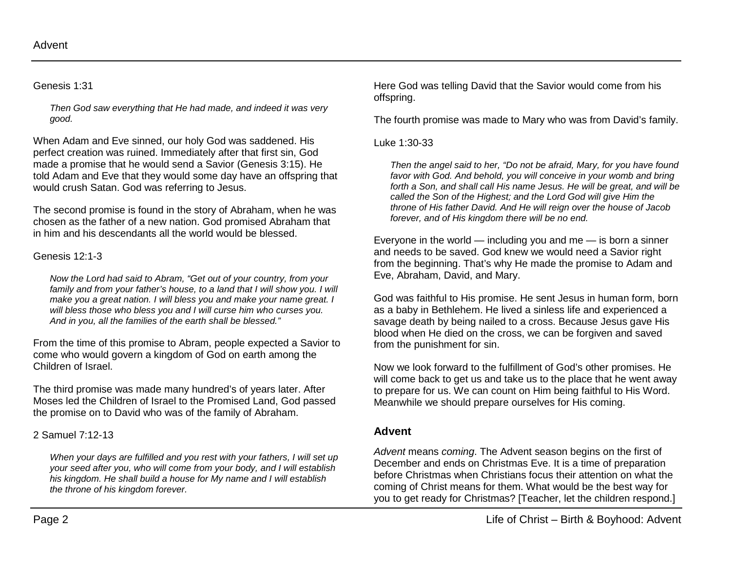Genesis 1:31

*Then God saw everything that He had made, and indeed it was very good.*

When Adam and Eve sinned, our holy God was saddened. His perfect creation was ruined. Immediately after that first sin, God made a promise that he would send a Savior (Genesis 3:15). He told Adam and Eve that they would some day have an offspring that would crush Satan. God was referring to Jesus.

The second promise is found in the story of Abraham, when he was chosen as the father of a new nation. God promised Abraham that in him and his descendants all the world would be blessed.

Genesis 12:1-3

*Now the Lord had said to Abram, "Get out of your country, from your family and from your father's house, to a land that I will show you. I will make you a great nation. I will bless you and make your name great. I will bless those who bless you and I will curse him who curses you. And in you, all the families of the earth shall be blessed."*

From the time of this promise to Abram, people expected a Savior to come who would govern a kingdom of God on earth among the Children of Israel.

The third promise was made many hundred's of years later. After Moses led the Children of Israel to the Promised Land, God passed the promise on to David who was of the family of Abraham.

2 Samuel 7:12-13

*When your days are fulfilled and you rest with your fathers, I will set up your seed after you, who will come from your body, and I will establish his kingdom. He shall build a house for My name and I will establish the throne of his kingdom forever.*

Here God was telling David that the Savior would come from his offspring.

The fourth promise was made to Mary who was from David's family.

Luke 1:30-33

*Then the angel said to her, "Do not be afraid, Mary, for you have found favor with God. And behold, you will conceive in your womb and bring forth a Son, and shall call His name Jesus. He will be great, and will be called the Son of the Highest; and the Lord God will give Him the throne of His father David. And He will reign over the house of Jacob forever, and of His kingdom there will be no end.*

Everyone in the world — including you and me — is born a sinner and needs to be saved. God knew we would need a Savior right from the beginning. That's why He made the promise to Adam and Eve, Abraham, David, and Mary.

God was faithful to His promise. He sent Jesus in human form, born as a baby in Bethlehem. He lived a sinless life and experienced a savage death by being nailed to a cross. Because Jesus gave His blood when He died on the cross, we can be forgiven and saved from the punishment for sin.

Now we look forward to the fulfillment of God's other promises. He will come back to get us and take us to the place that he went away to prepare for us. We can count on Him being faithful to His Word. Meanwhile we should prepare ourselves for His coming.

## Advent

*Advent* means *coming*. The Advent season begins on the first of December and ends on Christmas Eve. It is a time of preparation before Christmas when Christians focus their attention on what the coming of Christ means for them. What would be the best way for you to get ready for Christmas? [Teacher, let the children respond.]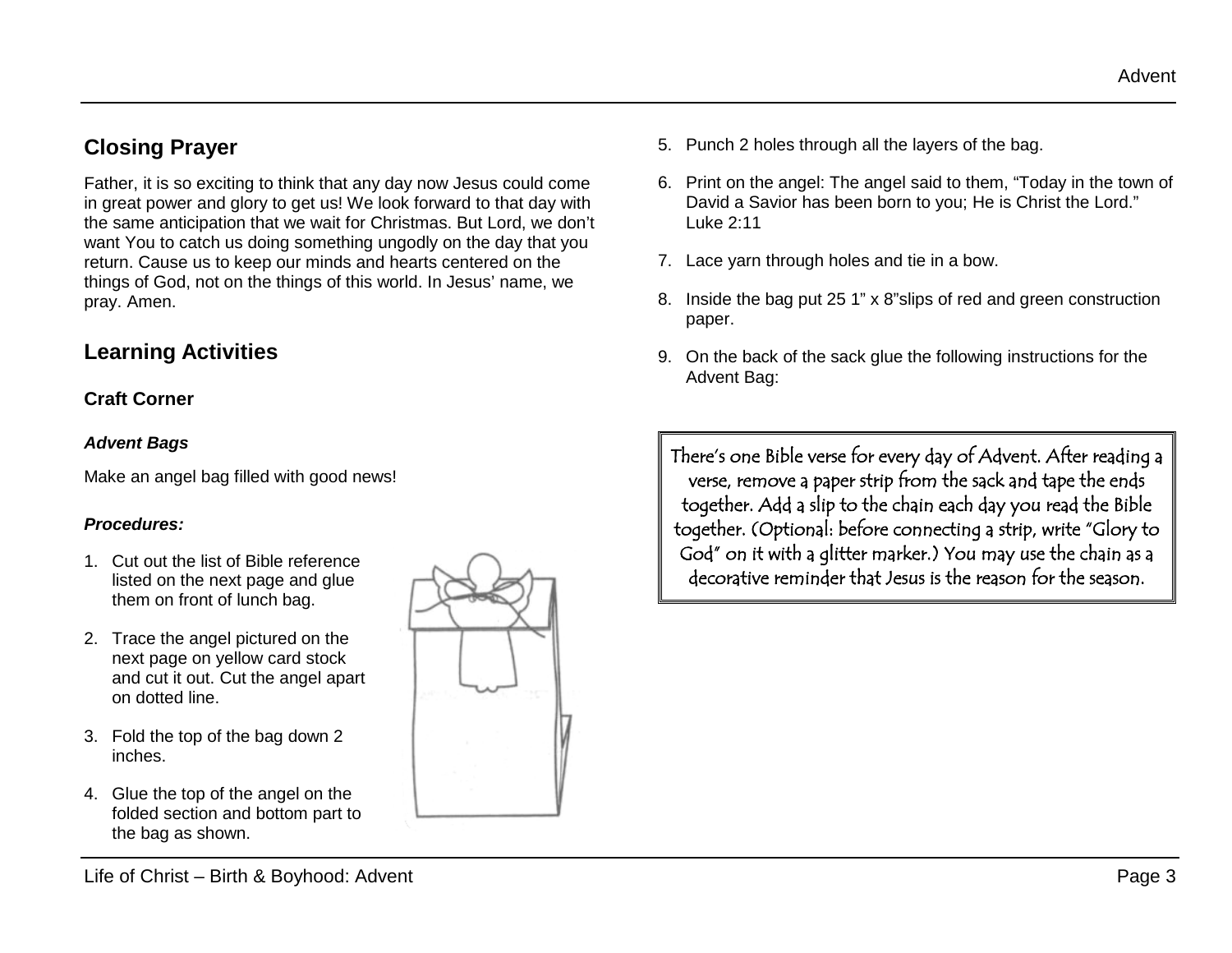## Closing Prayer

Father, it is so exciting to think that any day now Jesus could come in great power and glory to get us! We look forward to that day with the same anticipation that we wait for Christmas. But Lord, we don't want You to catch us doing something ungodly on the day that you return. Cause us to keep our minds and hearts centered on the things of God, not on the things of this world. In Jesus' name, we pray. Amen.

## Learning Activities

### Craft Corner

#### *Advent Bags*

Make an angel bag filled with good news!

***Procedures:***

1. Cut out the list of Bible reference listed on the next page and glue them on front of lunch bag.
2. Trace the angel pictured on the next page on yellow card stock and cut it out. Cut the angel apart on dotted line.
3. Fold the top of the bag down 2 inches.
4. Glue the top of the angel on the folded section and bottom part to the bag as shown.
5. Punch 2 holes through all the layers of the bag.
6. Print on the angel: The angel said to them, "Today in the town of David a Savior has been born to you; He is Christ the Lord." Luke 2:11
7. Lace yarn through holes and tie in a bow.
8. Inside the bag put 25 1" x 8"slips of red and green construction paper.
9. On the back of the sack glue the following instructions for the Advent Bag:

> There's one Bible verse for every day of Advent. After reading a verse, remove a paper strip from the sack and tape the ends together. Add a slip to the chain each day you read the Bible together. (Optional: before connecting a strip, write "Glory to God" on it with a glitter marker.) You may use the chain as a decorative reminder that Jesus is the reason for the season.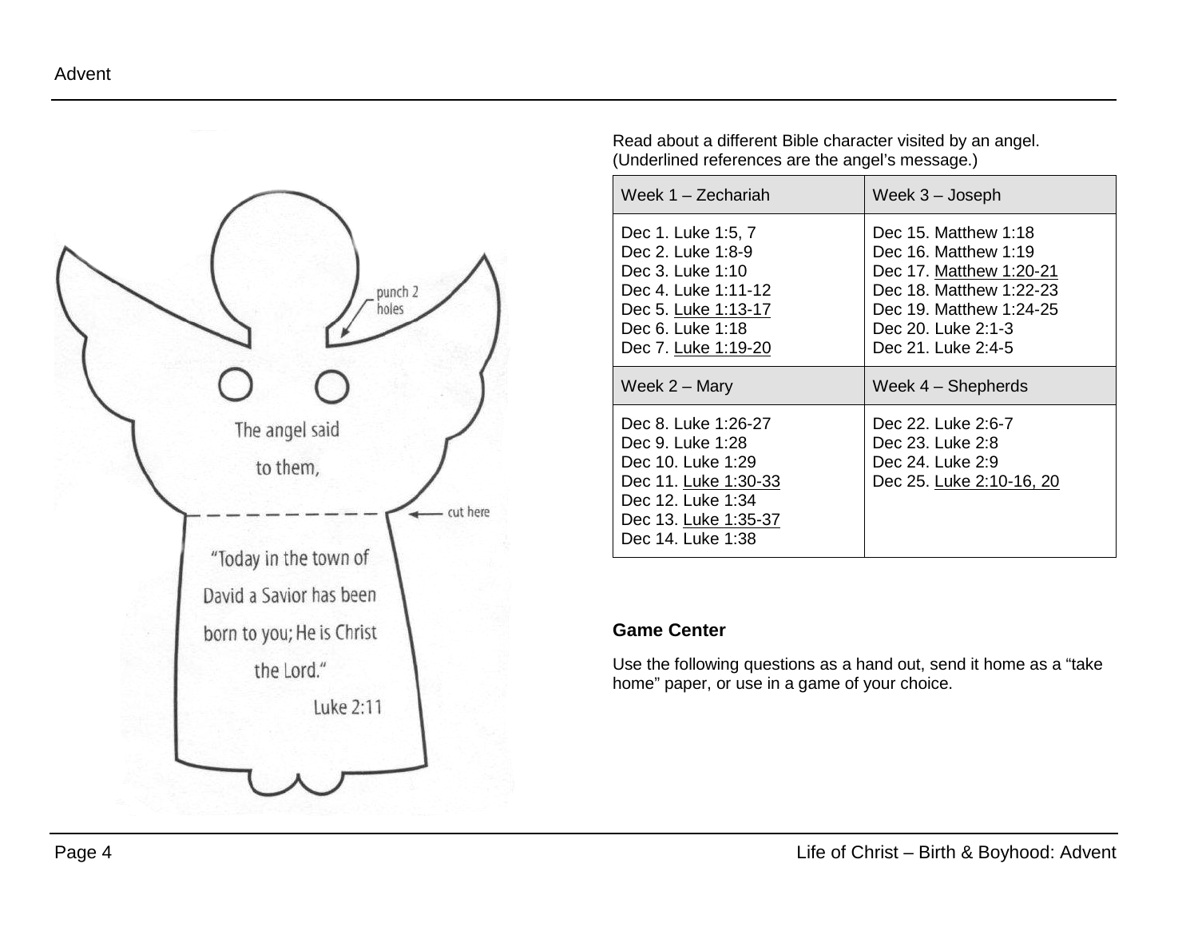The angel said to them,

punch 2 holes

cut here

"Today in the town of David a Savior has been born to you; He is Christ the Lord."

Luke 2:11

Read about a different Bible character visited by an angel. (Underlined references are the angel's message.)

| Week 1 – Zechariah | Week 3 – Joseph |
|---|---|
| Dec 1. Luke 1:5, 7<br>Dec 2. Luke 1:8-9<br>Dec 3. Luke 1:10<br>Dec 4. Luke 1:11-12<br>Dec 5. <u>Luke 1:13-17</u><br>Dec 6. Luke 1:18<br>Dec 7. <u>Luke 1:19-20</u> | Dec 15. Matthew 1:18<br>Dec 16. Matthew 1:19<br>Dec 17. <u>Matthew 1:20-21</u><br>Dec 18. Matthew 1:22-23<br>Dec 19. Matthew 1:24-25<br>Dec 20. Luke 2:1-3<br>Dec 21. Luke 2:4-5 |
| **Week 2 – Mary** | **Week 4 – Shepherds** |
| Dec 8. Luke 1:26-27<br>Dec 9. Luke 1:28<br>Dec 10. Luke 1:29<br>Dec 11. <u>Luke 1:30-33</u><br>Dec 12. Luke 1:34<br>Dec 13. <u>Luke 1:35-37</u><br>Dec 14. Luke 1:38 | Dec 22. Luke 2:6-7<br>Dec 23. Luke 2:8<br>Dec 24. Luke 2:9<br>Dec 25. <u>Luke 2:10-16, 20</u> |

**Game Center**

Use the following questions as a hand out, send it home as a "take home" paper, or use in a game of your choice.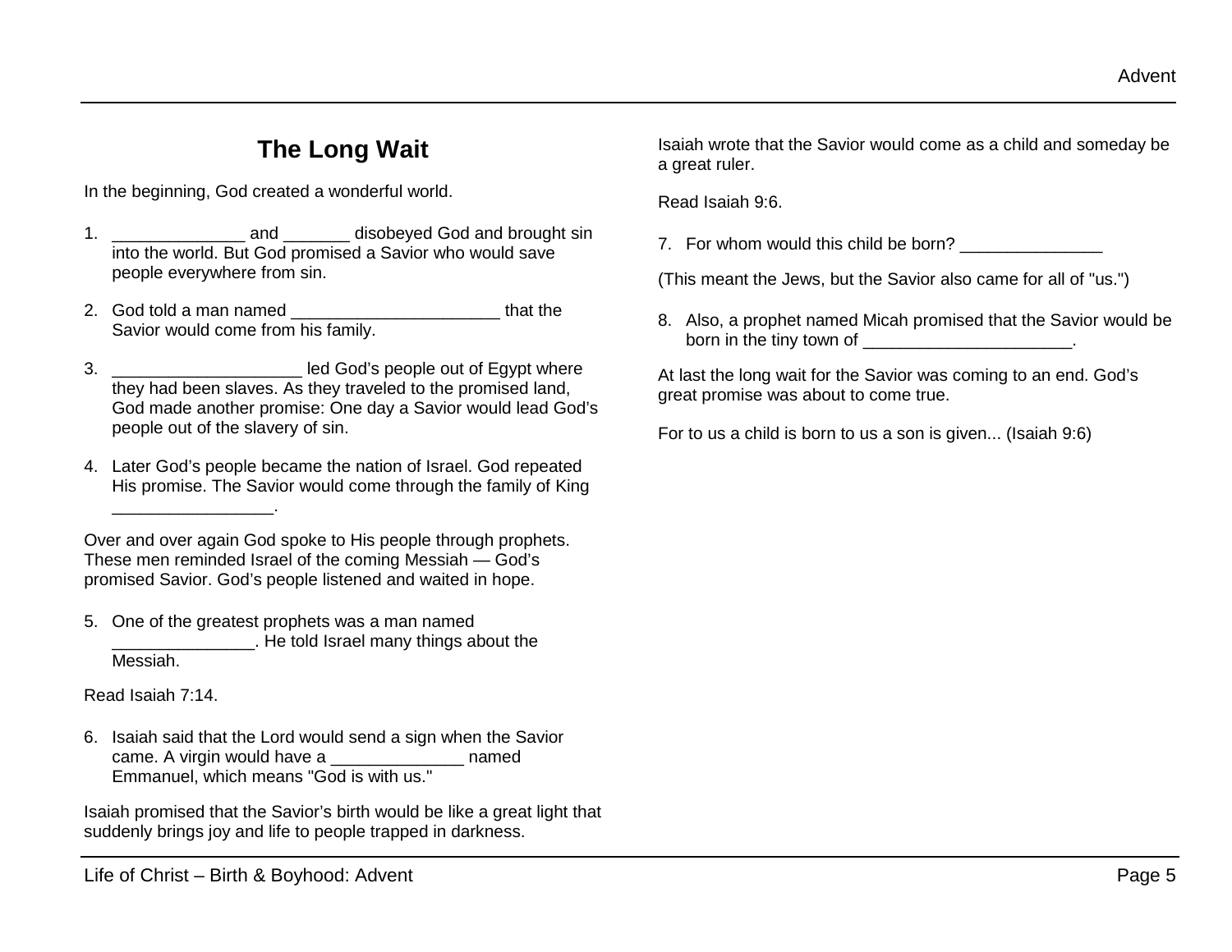# The Long Wait

In the beginning, God created a wonderful world.

1. ______________ and _______ disobeyed God and brought sin into the world. But God promised a Savior who would save people everywhere from sin.

2. God told a man named ______________________ that the Savior would come from his family.

3. ____________________ led God's people out of Egypt where they had been slaves. As they traveled to the promised land, God made another promise: One day a Savior would lead God's people out of the slavery of sin.

4. Later God's people became the nation of Israel. God repeated His promise. The Savior would come through the family of King _________________.

Over and over again God spoke to His people through prophets. These men reminded Israel of the coming Messiah — God's promised Savior. God's people listened and waited in hope.

5. One of the greatest prophets was a man named _______________. He told Israel many things about the Messiah.

Read Isaiah 7:14.

6. Isaiah said that the Lord would send a sign when the Savior came. A virgin would have a ______________ named Emmanuel, which means "God is with us."

Isaiah promised that the Savior's birth would be like a great light that suddenly brings joy and life to people trapped in darkness.

Isaiah wrote that the Savior would come as a child and someday be a great ruler.

Read Isaiah 9:6.

7. For whom would this child be born? _______________

(This meant the Jews, but the Savior also came for all of "us.")

8. Also, a prophet named Micah promised that the Savior would be born in the tiny town of ______________________.

At last the long wait for the Savior was coming to an end. God's great promise was about to come true.

For to us a child is born to us a son is given... (Isaiah 9:6)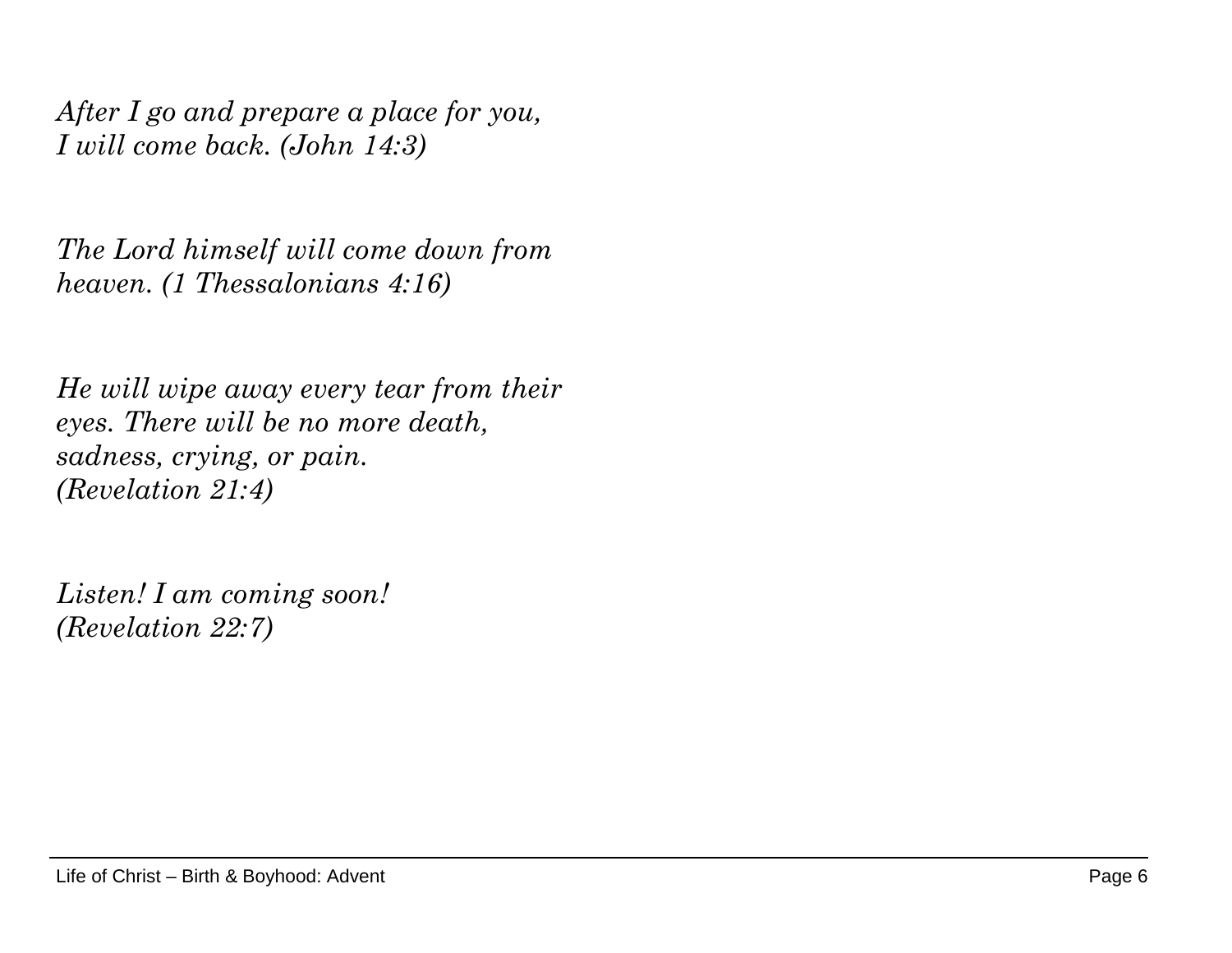*After I go and prepare a place for you,*
*I will come back. (John 14:3)*

*The Lord himself will come down from*
*heaven. (1 Thessalonians 4:16)*

*He will wipe away every tear from their*
*eyes. There will be no more death,*
*sadness, crying, or pain.*
*(Revelation 21:4)*

*Listen! I am coming soon!*
*(Revelation 22:7)*